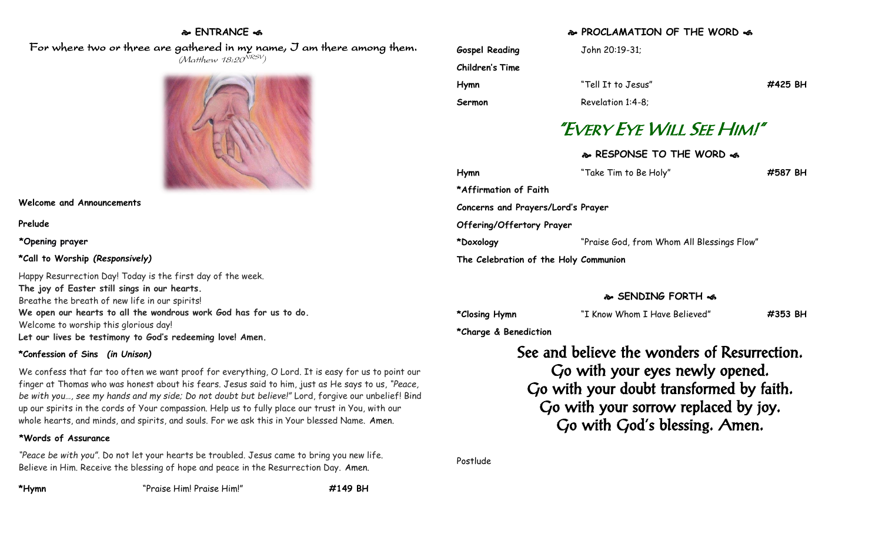## ❧ ENTRANCE ☙

For where two or three are gathered in my name, I am there among them.
*(Matthew 18:20NRSV)*

**Welcome and Announcements**

**Prelude**

**\*Opening prayer**

**\*Call to Worship** ***(Responsively)***

Happy Resurrection Day! Today is the first day of the week.
**The joy of Easter still sings in our hearts.**
Breathe the breath of new life in our spirits!
**We open our hearts to all the wondrous work God has for us to do.**
Welcome to worship this glorious day!
**Let our lives be testimony to God's redeeming love! Amen.**

**\*Confession of Sins** ***(in Unison)***

We confess that far too often we want proof for everything, O Lord. It is easy for us to point our finger at Thomas who was honest about his fears. Jesus said to him, just as He says to us, *"Peace, be with you…, see my hands and my side; Do not doubt but believe!"* Lord, forgive our unbelief! Bind up our spirits in the cords of Your compassion. Help us to fully place our trust in You, with our whole hearts, and minds, and spirits, and souls. For we ask this in Your blessed Name. Amen.

**\*Words of Assurance**

*"Peace be with you"*. Do not let your hearts be troubled. Jesus came to bring you new life. Believe in Him. Receive the blessing of hope and peace in the Resurrection Day. Amen.

**\*Hymn** "Praise Him! Praise Him!" **#149 BH**

## ❧ PROCLAMATION OF THE WORD ☙

**Gospel Reading** John 20:19-31;

**Children's Time**

**Hymn** "Tell It to Jesus" **#425 BH**

**Sermon** Revelation 1:4-8;

# "Every Eye Will See Him!"

## ❧ RESPONSE TO THE WORD ☙

**Hymn** "Take Tim to Be Holy" **#587 BH**

**\*Affirmation of Faith**

**Concerns and Prayers/Lord's Prayer**

**Offering/Offertory Prayer**

**\*Doxology** "Praise God, from Whom All Blessings Flow"

**The Celebration of the Holy Communion**

## ❧ SENDING FORTH ☙

**\*Closing Hymn** "I Know Whom I Have Believed" **#353 BH**

**\*Charge & Benediction**

See and believe the wonders of Resurrection.
Go with your eyes newly opened.
Go with your doubt transformed by faith.
Go with your sorrow replaced by joy.
Go with God's blessing. Amen.

Postlude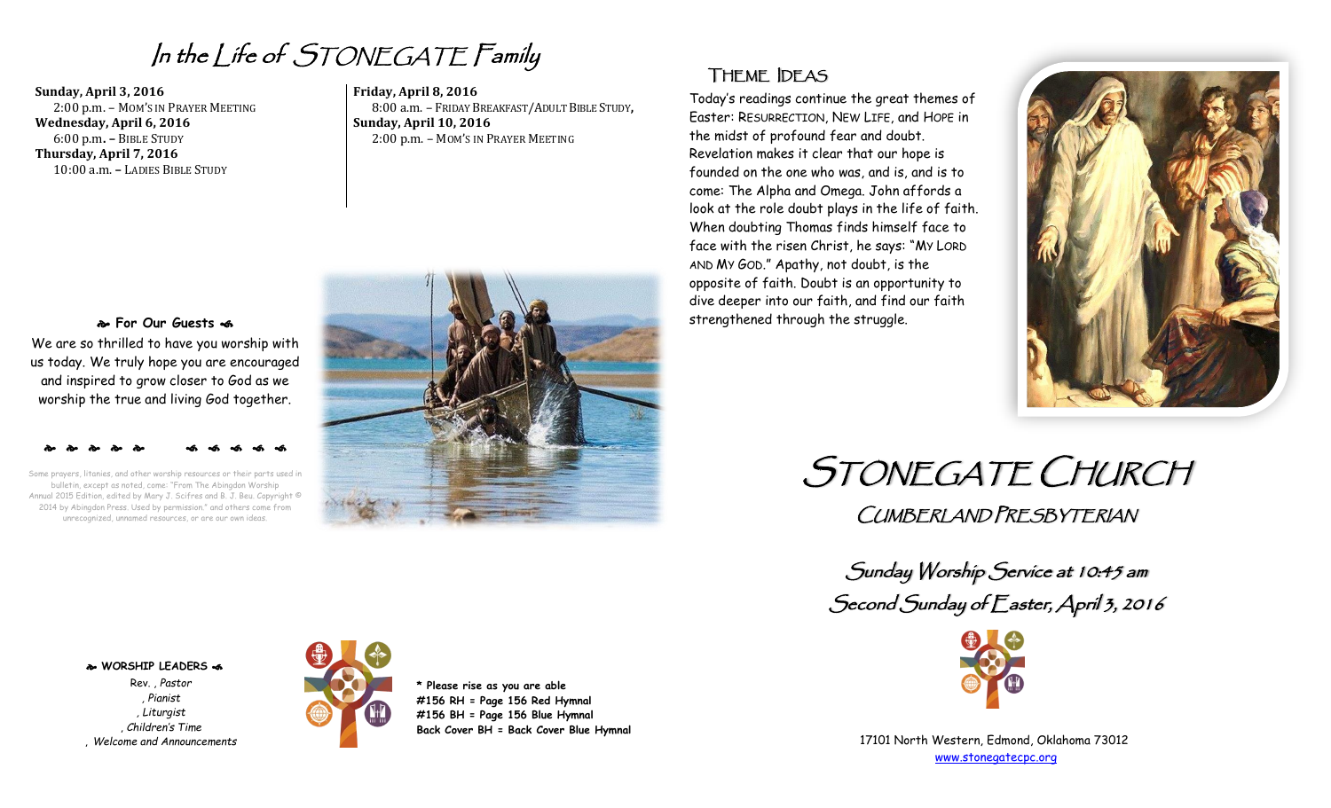# In the Life of STONEGATE Family

**Sunday, April 3, 2016**
2:00 p.m. – MOM'S IN PRAYER MEETING
**Wednesday, April 6, 2016**
6:00 p.m. – BIBLE STUDY
**Thursday, April 7, 2016**
10:00 a.m. – LADIES BIBLE STUDY

**Friday, April 8, 2016**
8:00 a.m. – FRIDAY BREAKFAST/ADULT BIBLE STUDY,
**Sunday, April 10, 2016**
2:00 p.m. – MOM'S IN PRAYER MEETING

**For Our Guests**

We are so thrilled to have you worship with us today. We truly hope you are encouraged and inspired to grow closer to God as we worship the true and living God together.

Some prayers, litanies, and other worship resources or their parts used in bulletin, except as noted, come: "From The Abingdon Worship Annual 2015 Edition, edited by Mary J. Scifres and B. J. Beu. Copyright © 2014 by Abingdon Press. Used by permission." and others come from unrecognized, unnamed resources, or are our own ideas.

**WORSHIP LEADERS**

Rev. , *Pastor*
, *Pianist*
, *Liturgist*
, *Children's Time*
, *Welcome and Announcements*

**\* Please rise as you are able**
**#156 RH = Page 156 Red Hymnal**
**#156 BH = Page 156 Blue Hymnal**
**Back Cover BH = Back Cover Blue Hymnal**

## THEME IDEAS

Today's readings continue the great themes of Easter: RESURRECTION, NEW LIFE, and HOPE in the midst of profound fear and doubt. Revelation makes it clear that our hope is founded on the one who was, and is, and is to come: The Alpha and Omega. John affords a look at the role doubt plays in the life of faith. When doubting Thomas finds himself face to face with the risen Christ, he says: "MY LORD AND MY GOD." Apathy, not doubt, is the opposite of faith. Doubt is an opportunity to dive deeper into our faith, and find our faith strengthened through the struggle.

# STONEGATE CHURCH

## CUMBERLAND PRESBYTERIAN

*Sunday Worship Service at 10:45 am*
*Second Sunday of Easter, April 3, 2016*

17101 North Western, Edmond, Oklahoma 73012
www.stonegatecpc.org